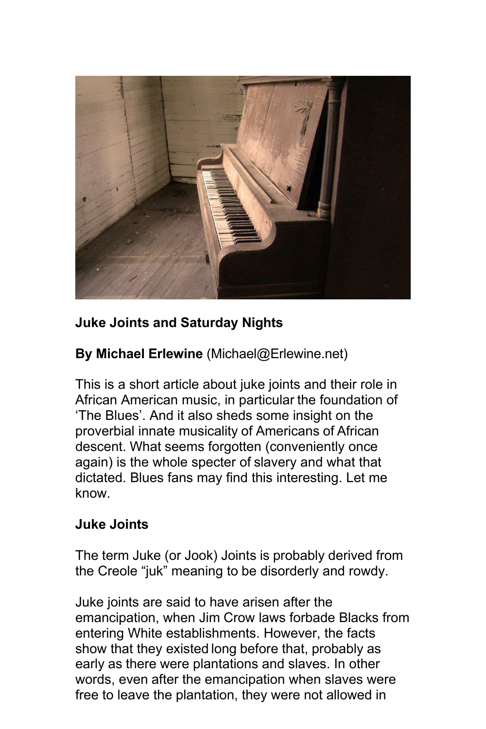**Juke Joints and Saturday Nights**

**By Michael Erlewine** (Michael@Erlewine.net)

This is a short article about juke joints and their role in African American music, in particular the foundation of 'The Blues'. And it also sheds some insight on the proverbial innate musicality of Americans of African descent. What seems forgotten (conveniently once again) is the whole specter of slavery and what that dictated. Blues fans may find this interesting. Let me know.

**Juke Joints**

The term Juke (or Jook) Joints is probably derived from the Creole "juk" meaning to be disorderly and rowdy.

Juke joints are said to have arisen after the emancipation, when Jim Crow laws forbade Blacks from entering White establishments. However, the facts show that they existed long before that, probably as early as there were plantations and slaves. In other words, even after the emancipation when slaves were free to leave the plantation, they were not allowed in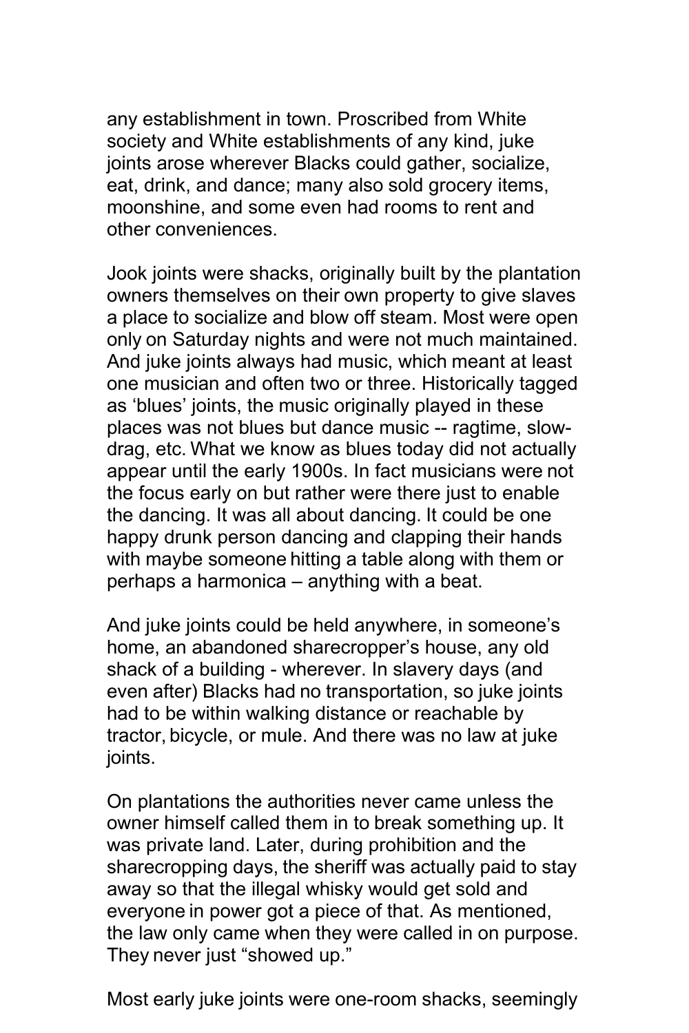any establishment in town. Proscribed from White society and White establishments of any kind, juke joints arose wherever Blacks could gather, socialize, eat, drink, and dance; many also sold grocery items, moonshine, and some even had rooms to rent and other conveniences.

Jook joints were shacks, originally built by the plantation owners themselves on their own property to give slaves a place to socialize and blow off steam. Most were open only on Saturday nights and were not much maintained. And juke joints always had music, which meant at least one musician and often two or three. Historically tagged as 'blues' joints, the music originally played in these places was not blues but dance music -- ragtime, slow-drag, etc. What we know as blues today did not actually appear until the early 1900s. In fact musicians were not the focus early on but rather were there just to enable the dancing. It was all about dancing. It could be one happy drunk person dancing and clapping their hands with maybe someone hitting a table along with them or perhaps a harmonica – anything with a beat.

And juke joints could be held anywhere, in someone's home, an abandoned sharecropper's house, any old shack of a building - wherever. In slavery days (and even after) Blacks had no transportation, so juke joints had to be within walking distance or reachable by tractor, bicycle, or mule. And there was no law at juke joints.

On plantations the authorities never came unless the owner himself called them in to break something up. It was private land. Later, during prohibition and the sharecropping days, the sheriff was actually paid to stay away so that the illegal whisky would get sold and everyone in power got a piece of that. As mentioned, the law only came when they were called in on purpose. They never just "showed up."

Most early juke joints were one-room shacks, seemingly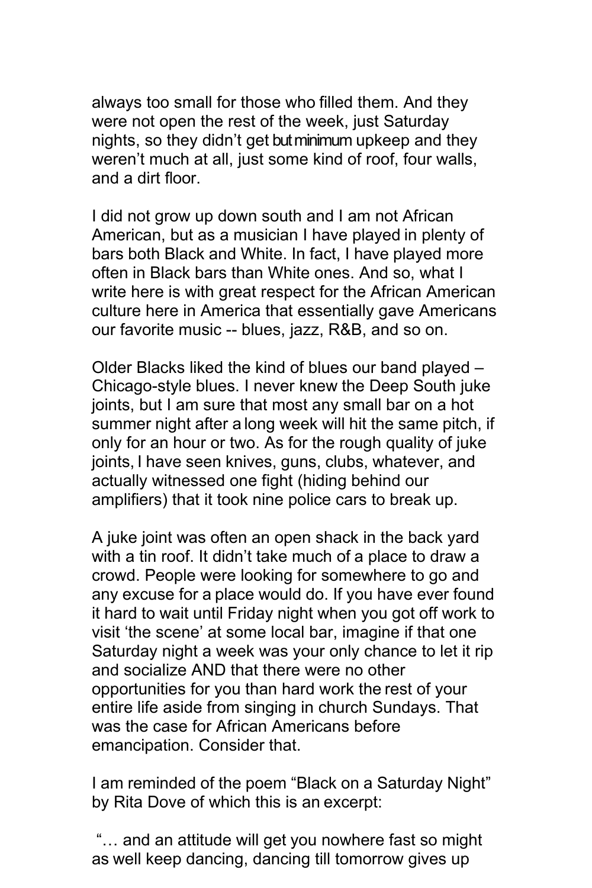always too small for those who filled them. And they were not open the rest of the week, just Saturday nights, so they didn't get but minimum upkeep and they weren't much at all, just some kind of roof, four walls, and a dirt floor.

I did not grow up down south and I am not African American, but as a musician I have played in plenty of bars both Black and White. In fact, I have played more often in Black bars than White ones. And so, what I write here is with great respect for the African American culture here in America that essentially gave Americans our favorite music -- blues, jazz, R&B, and so on.

Older Blacks liked the kind of blues our band played – Chicago-style blues. I never knew the Deep South juke joints, but I am sure that most any small bar on a hot summer night after a long week will hit the same pitch, if only for an hour or two. As for the rough quality of juke joints, I have seen knives, guns, clubs, whatever, and actually witnessed one fight (hiding behind our amplifiers) that it took nine police cars to break up.

A juke joint was often an open shack in the back yard with a tin roof. It didn't take much of a place to draw a crowd. People were looking for somewhere to go and any excuse for a place would do. If you have ever found it hard to wait until Friday night when you got off work to visit 'the scene' at some local bar, imagine if that one Saturday night a week was your only chance to let it rip and socialize AND that there were no other opportunities for you than hard work the rest of your entire life aside from singing in church Sundays. That was the case for African Americans before emancipation. Consider that.

I am reminded of the poem "Black on a Saturday Night" by Rita Dove of which this is an excerpt:

"… and an attitude will get you nowhere fast so might as well keep dancing, dancing till tomorrow gives up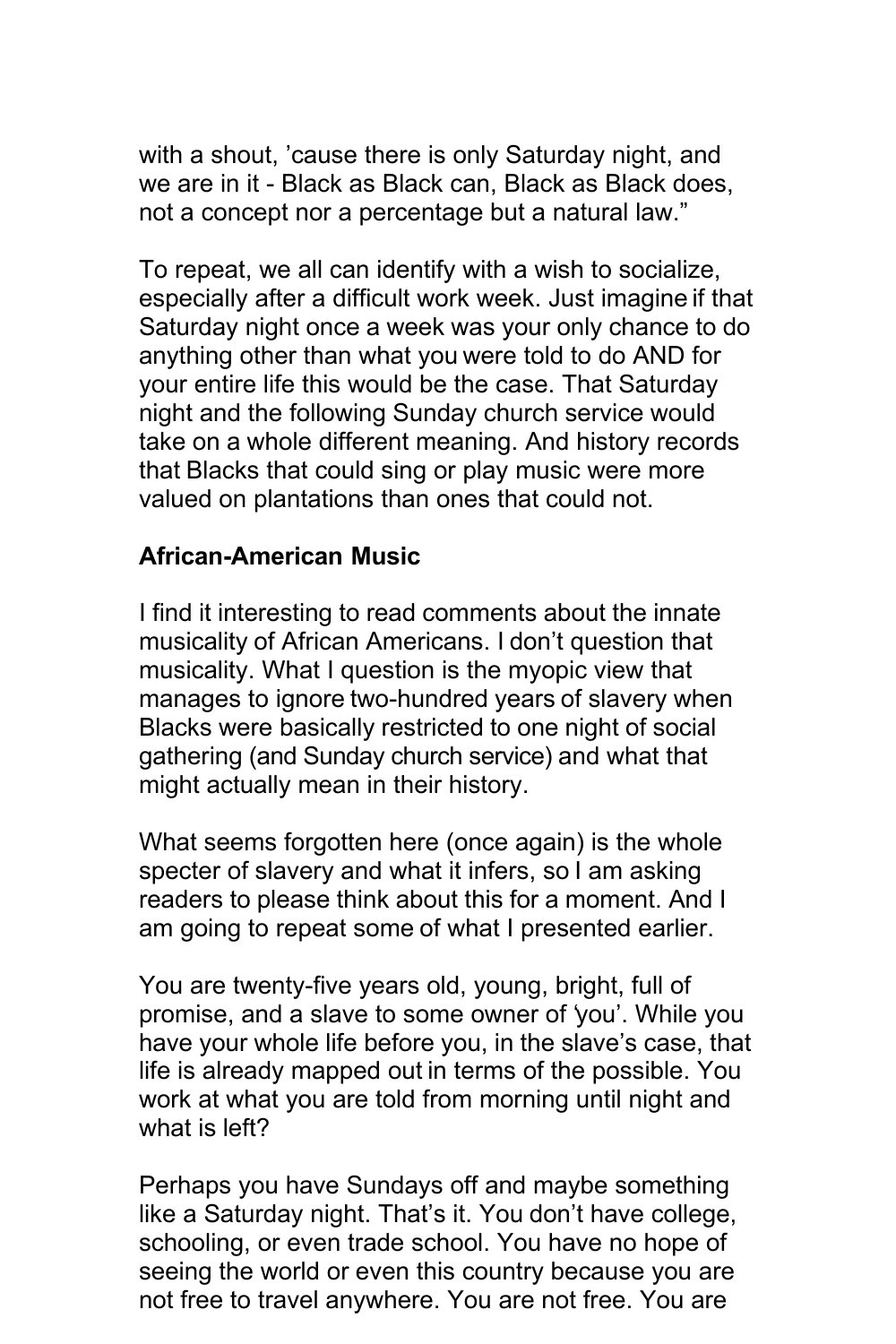with a shout, 'cause there is only Saturday night, and we are in it - Black as Black can, Black as Black does, not a concept nor a percentage but a natural law."

To repeat, we all can identify with a wish to socialize, especially after a difficult work week. Just imagine if that Saturday night once a week was your only chance to do anything other than what you were told to do AND for your entire life this would be the case. That Saturday night and the following Sunday church service would take on a whole different meaning. And history records that Blacks that could sing or play music were more valued on plantations than ones that could not.

**African-American Music**

I find it interesting to read comments about the innate musicality of African Americans. I don't question that musicality. What I question is the myopic view that manages to ignore two-hundred years of slavery when Blacks were basically restricted to one night of social gathering (and Sunday church service) and what that might actually mean in their history.

What seems forgotten here (once again) is the whole specter of slavery and what it infers, so I am asking readers to please think about this for a moment. And I am going to repeat some of what I presented earlier.

You are twenty-five years old, young, bright, full of promise, and a slave to some owner of 'you'. While you have your whole life before you, in the slave's case, that life is already mapped out in terms of the possible. You work at what you are told from morning until night and what is left?

Perhaps you have Sundays off and maybe something like a Saturday night. That's it. You don't have college, schooling, or even trade school. You have no hope of seeing the world or even this country because you are not free to travel anywhere. You are not free. You are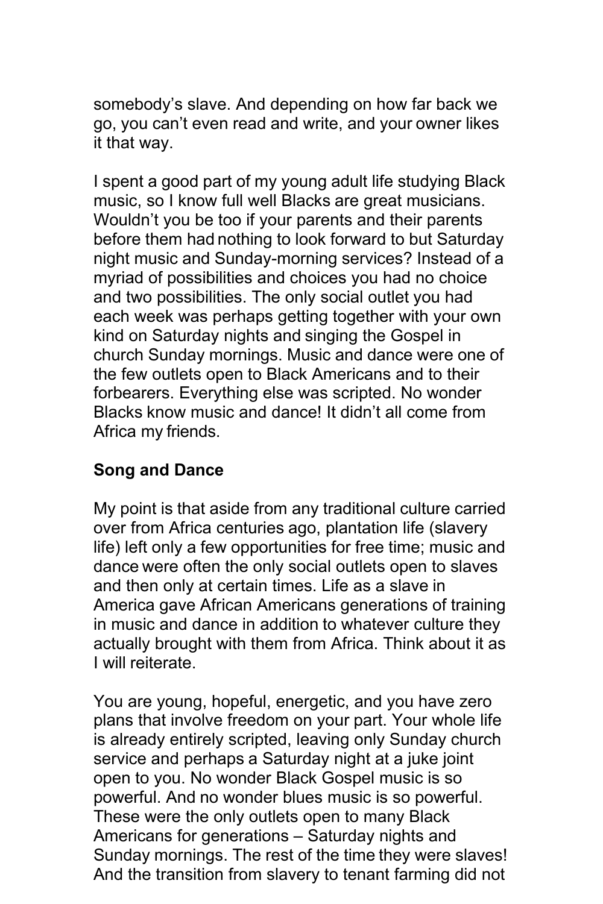somebody's slave. And depending on how far back we go, you can't even read and write, and your owner likes it that way.

I spent a good part of my young adult life studying Black music, so I know full well Blacks are great musicians. Wouldn't you be too if your parents and their parents before them had nothing to look forward to but Saturday night music and Sunday-morning services? Instead of a myriad of possibilities and choices you had no choice and two possibilities. The only social outlet you had each week was perhaps getting together with your own kind on Saturday nights and singing the Gospel in church Sunday mornings. Music and dance were one of the few outlets open to Black Americans and to their forbearers. Everything else was scripted. No wonder Blacks know music and dance! It didn't all come from Africa my friends.

**Song and Dance**

My point is that aside from any traditional culture carried over from Africa centuries ago, plantation life (slavery life) left only a few opportunities for free time; music and dance were often the only social outlets open to slaves and then only at certain times. Life as a slave in America gave African Americans generations of training in music and dance in addition to whatever culture they actually brought with them from Africa. Think about it as I will reiterate.

You are young, hopeful, energetic, and you have zero plans that involve freedom on your part. Your whole life is already entirely scripted, leaving only Sunday church service and perhaps a Saturday night at a juke joint open to you. No wonder Black Gospel music is so powerful. And no wonder blues music is so powerful. These were the only outlets open to many Black Americans for generations – Saturday nights and Sunday mornings. The rest of the time they were slaves! And the transition from slavery to tenant farming did not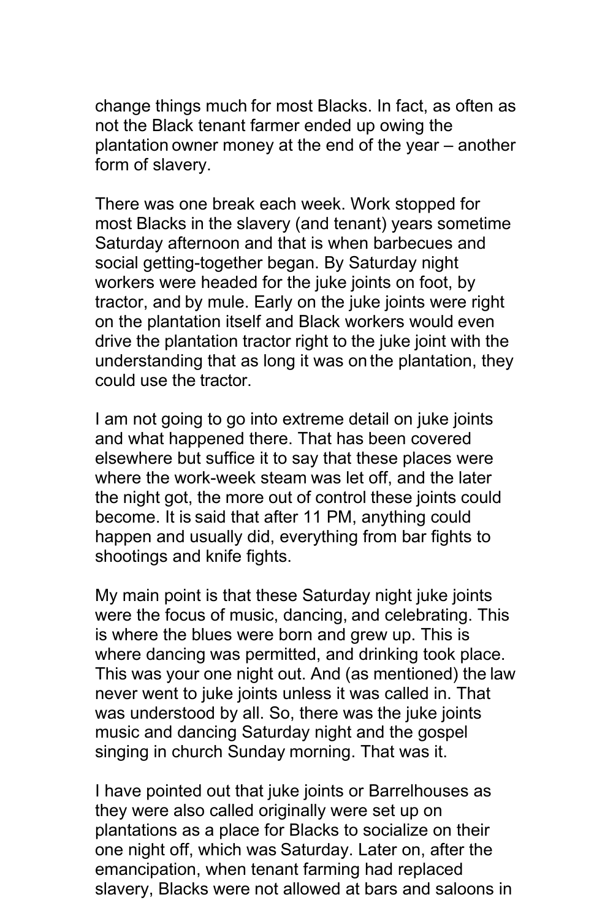change things much for most Blacks. In fact, as often as not the Black tenant farmer ended up owing the plantation owner money at the end of the year – another form of slavery.

There was one break each week. Work stopped for most Blacks in the slavery (and tenant) years sometime Saturday afternoon and that is when barbecues and social getting-together began. By Saturday night workers were headed for the juke joints on foot, by tractor, and by mule. Early on the juke joints were right on the plantation itself and Black workers would even drive the plantation tractor right to the juke joint with the understanding that as long it was on the plantation, they could use the tractor.

I am not going to go into extreme detail on juke joints and what happened there. That has been covered elsewhere but suffice it to say that these places were where the work-week steam was let off, and the later the night got, the more out of control these joints could become. It is said that after 11 PM, anything could happen and usually did, everything from bar fights to shootings and knife fights.

My main point is that these Saturday night juke joints were the focus of music, dancing, and celebrating. This is where the blues were born and grew up. This is where dancing was permitted, and drinking took place. This was your one night out. And (as mentioned) the law never went to juke joints unless it was called in. That was understood by all. So, there was the juke joints music and dancing Saturday night and the gospel singing in church Sunday morning. That was it.

I have pointed out that juke joints or Barrelhouses as they were also called originally were set up on plantations as a place for Blacks to socialize on their one night off, which was Saturday. Later on, after the emancipation, when tenant farming had replaced slavery, Blacks were not allowed at bars and saloons in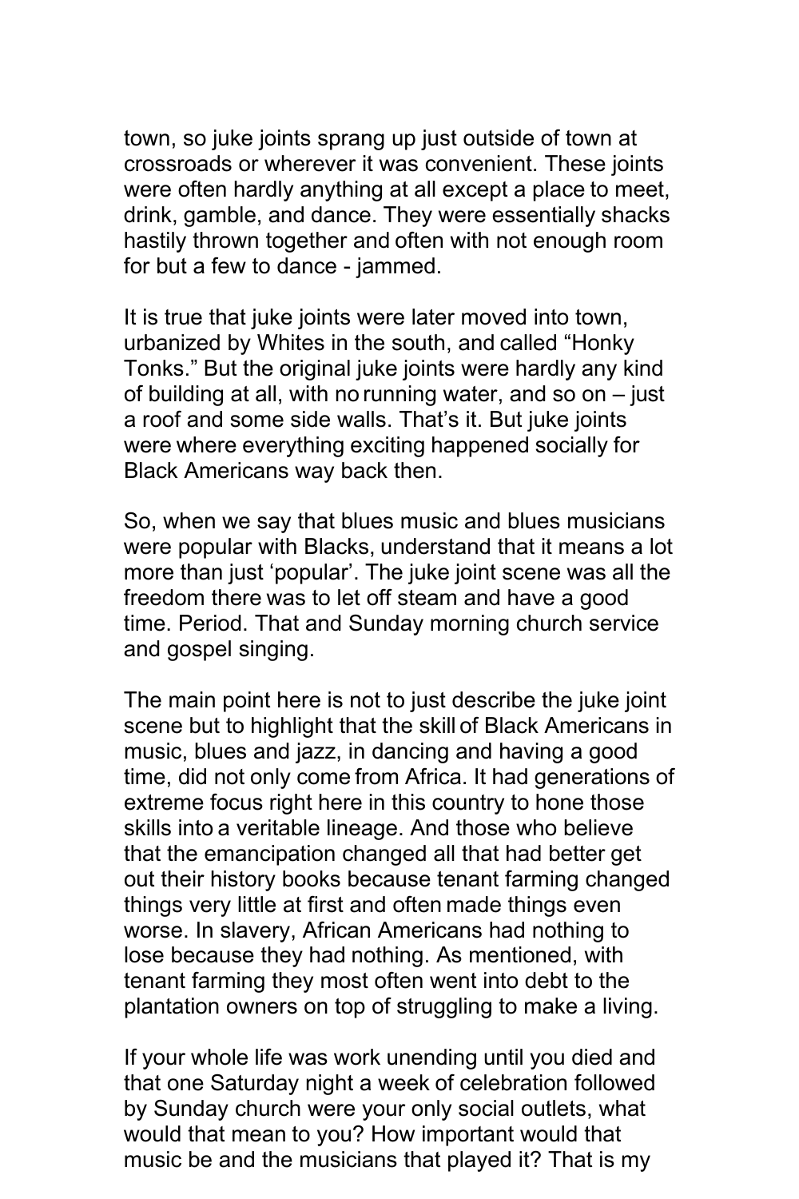town, so juke joints sprang up just outside of town at crossroads or wherever it was convenient. These joints were often hardly anything at all except a place to meet, drink, gamble, and dance. They were essentially shacks hastily thrown together and often with not enough room for but a few to dance - jammed.

It is true that juke joints were later moved into town, urbanized by Whites in the south, and called "Honky Tonks." But the original juke joints were hardly any kind of building at all, with no running water, and so on – just a roof and some side walls. That's it. But juke joints were where everything exciting happened socially for Black Americans way back then.

So, when we say that blues music and blues musicians were popular with Blacks, understand that it means a lot more than just 'popular'. The juke joint scene was all the freedom there was to let off steam and have a good time. Period. That and Sunday morning church service and gospel singing.

The main point here is not to just describe the juke joint scene but to highlight that the skill of Black Americans in music, blues and jazz, in dancing and having a good time, did not only come from Africa. It had generations of extreme focus right here in this country to hone those skills into a veritable lineage. And those who believe that the emancipation changed all that had better get out their history books because tenant farming changed things very little at first and often made things even worse. In slavery, African Americans had nothing to lose because they had nothing. As mentioned, with tenant farming they most often went into debt to the plantation owners on top of struggling to make a living.

If your whole life was work unending until you died and that one Saturday night a week of celebration followed by Sunday church were your only social outlets, what would that mean to you? How important would that music be and the musicians that played it? That is my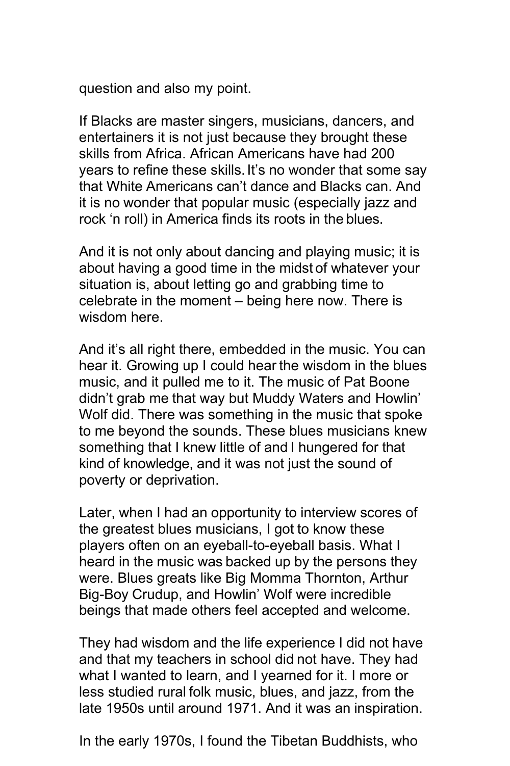question and also my point.

If Blacks are master singers, musicians, dancers, and entertainers it is not just because they brought these skills from Africa. African Americans have had 200 years to refine these skills. It's no wonder that some say that White Americans can't dance and Blacks can. And it is no wonder that popular music (especially jazz and rock 'n roll) in America finds its roots in the blues.

And it is not only about dancing and playing music; it is about having a good time in the midst of whatever your situation is, about letting go and grabbing time to celebrate in the moment – being here now. There is wisdom here.

And it's all right there, embedded in the music. You can hear it. Growing up I could hear the wisdom in the blues music, and it pulled me to it. The music of Pat Boone didn't grab me that way but Muddy Waters and Howlin' Wolf did. There was something in the music that spoke to me beyond the sounds. These blues musicians knew something that I knew little of and I hungered for that kind of knowledge, and it was not just the sound of poverty or deprivation.

Later, when I had an opportunity to interview scores of the greatest blues musicians, I got to know these players often on an eyeball-to-eyeball basis. What I heard in the music was backed up by the persons they were. Blues greats like Big Momma Thornton, Arthur Big-Boy Crudup, and Howlin' Wolf were incredible beings that made others feel accepted and welcome.

They had wisdom and the life experience I did not have and that my teachers in school did not have. They had what I wanted to learn, and I yearned for it. I more or less studied rural folk music, blues, and jazz, from the late 1950s until around 1971. And it was an inspiration.

In the early 1970s, I found the Tibetan Buddhists, who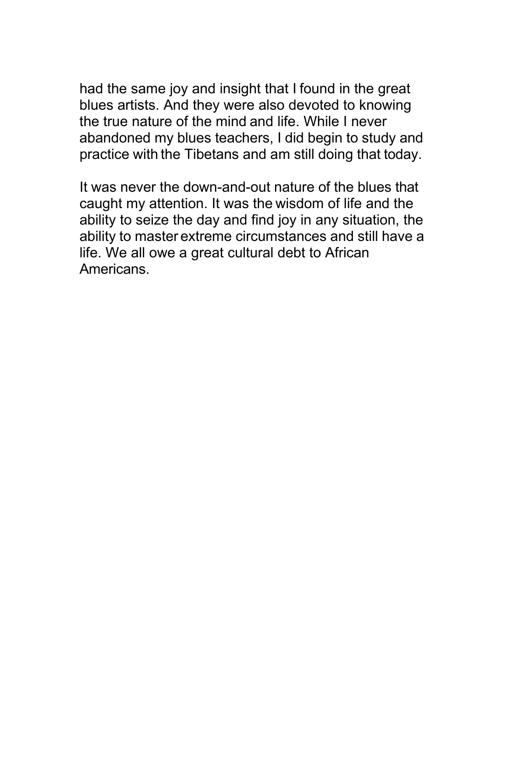had the same joy and insight that I found in the great blues artists. And they were also devoted to knowing the true nature of the mind and life. While I never abandoned my blues teachers, I did begin to study and practice with the Tibetans and am still doing that today.

It was never the down-and-out nature of the blues that caught my attention. It was the wisdom of life and the ability to seize the day and find joy in any situation, the ability to master extreme circumstances and still have a life. We all owe a great cultural debt to African Americans.